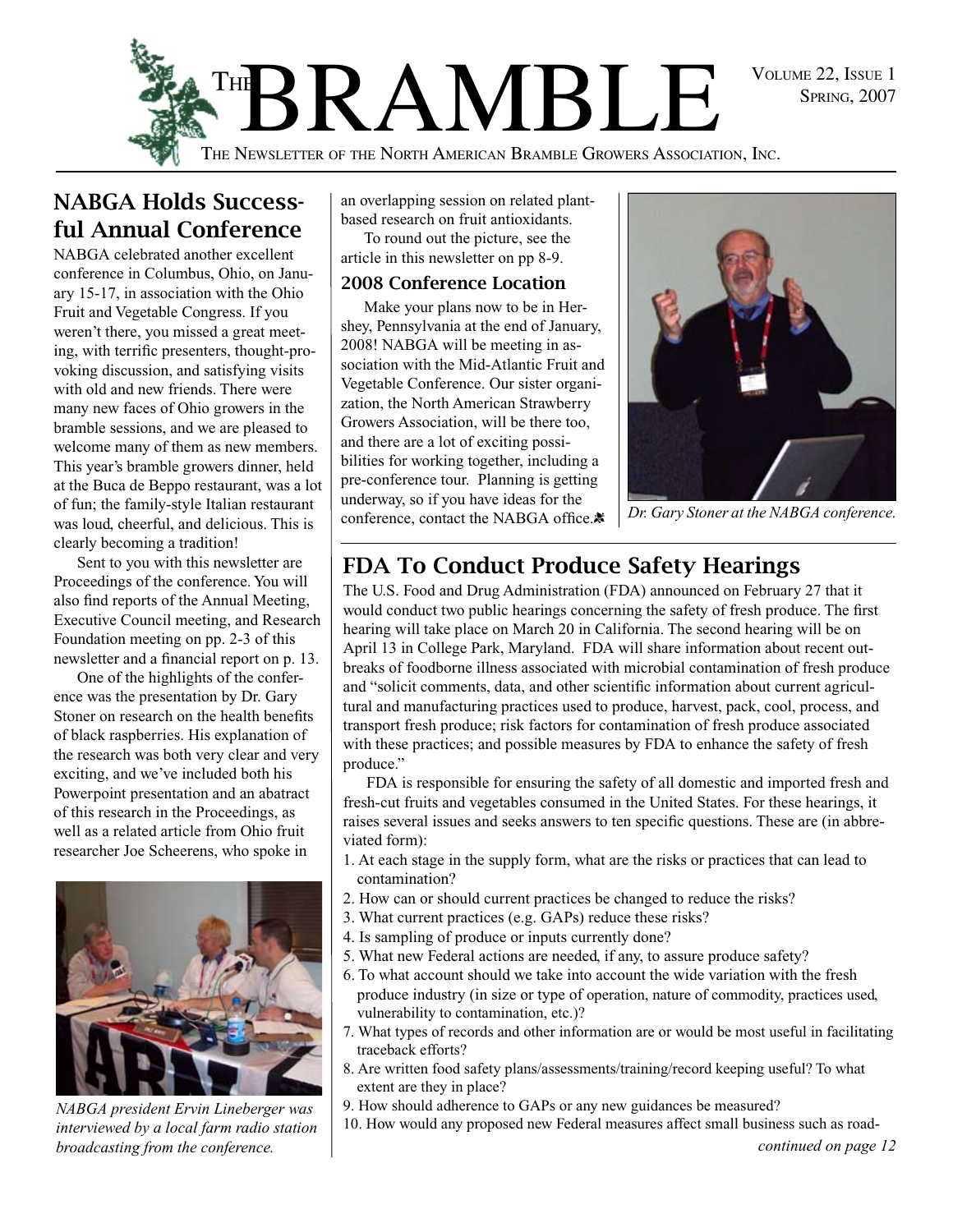# THE BRAMBLE

THE NEWSLETTER OF THE NORTH AMERICAN BRAMBLE GROWERS ASSOCIATION, INC.

## NABGA Holds Successful Annual Conference

NABGA celebrated another excellent conference in Columbus, Ohio, on January 15-17, in association with the Ohio Fruit and Vegetable Congress. If you weren't there, you missed a great meeting, with terrific presenters, thought-provoking discussion, and satisfying visits with old and new friends. There were many new faces of Ohio growers in the bramble sessions, and we are pleased to welcome many of them as new members. This year's bramble growers dinner, held at the Buca de Beppo restaurant, was a lot of fun; the family-style Italian restaurant was loud, cheerful, and delicious. This is clearly becoming a tradition!

Sent to you with this newsletter are Proceedings of the conference. You will also find reports of the Annual Meeting, Executive Council meeting, and Research Foundation meeting on pp. 2-3 of this newsletter and a financial report on p. 13.

One of the highlights of the conference was the presentation by Dr. Gary Stoner on research on the health benefits of black raspberries. His explanation of the research was both very clear and very exciting, and we've included both his Powerpoint presentation and an abatract of this research in the Proceedings, as well as a related article from Ohio fruit researcher Joe Scheerens, who spoke in an overlapping session on related plant-based research on fruit antioxidants.

To round out the picture, see the article in this newsletter on pp 8-9.

*NABGA president Ervin Lineberger was interviewed by a local farm radio station broadcasting from the conference.*

### 2008 Conference Location

Make your plans now to be in Hershey, Pennsylvania at the end of January, 2008! NABGA will be meeting in association with the Mid-Atlantic Fruit and Vegetable Conference. Our sister organization, the North American Strawberry Growers Association, will be there too, and there are a lot of exciting possibilities for working together, including a pre-conference tour. Planning is getting underway, so if you have ideas for the conference, contact the NABGA office.

*Dr. Gary Stoner at the NABGA conference.*

## FDA To Conduct Produce Safety Hearings

The U.S. Food and Drug Administration (FDA) announced on February 27 that it would conduct two public hearings concerning the safety of fresh produce. The first hearing will take place on March 20 in California. The second hearing will be on April 13 in College Park, Maryland. FDA will share information about recent outbreaks of foodborne illness associated with microbial contamination of fresh produce and "solicit comments, data, and other scientific information about current agricultural and manufacturing practices used to produce, harvest, pack, cool, process, and transport fresh produce; risk factors for contamination of fresh produce associated with these practices; and possible measures by FDA to enhance the safety of fresh produce."

FDA is responsible for ensuring the safety of all domestic and imported fresh and fresh-cut fruits and vegetables consumed in the United States. For these hearings, it raises several issues and seeks answers to ten specific questions. These are (in abbreviated form):

1. At each stage in the supply form, what are the risks or practices that can lead to contamination?
2. How can or should current practices be changed to reduce the risks?
3. What current practices (e.g. GAPs) reduce these risks?
4. Is sampling of produce or inputs currently done?
5. What new Federal actions are needed, if any, to assure produce safety?
6. To what account should we take into account the wide variation with the fresh produce industry (in size or type of operation, nature of commodity, practices used, vulnerability to contamination, etc.)?
7. What types of records and other information are or would be most useful in facilitating traceback efforts?
8. Are written food safety plans/assessments/training/record keeping useful? To what extent are they in place?
9. How should adherence to GAPs or any new guidances be measured?
10. How would any proposed new Federal measures affect small business such as road-

*continued on page 12*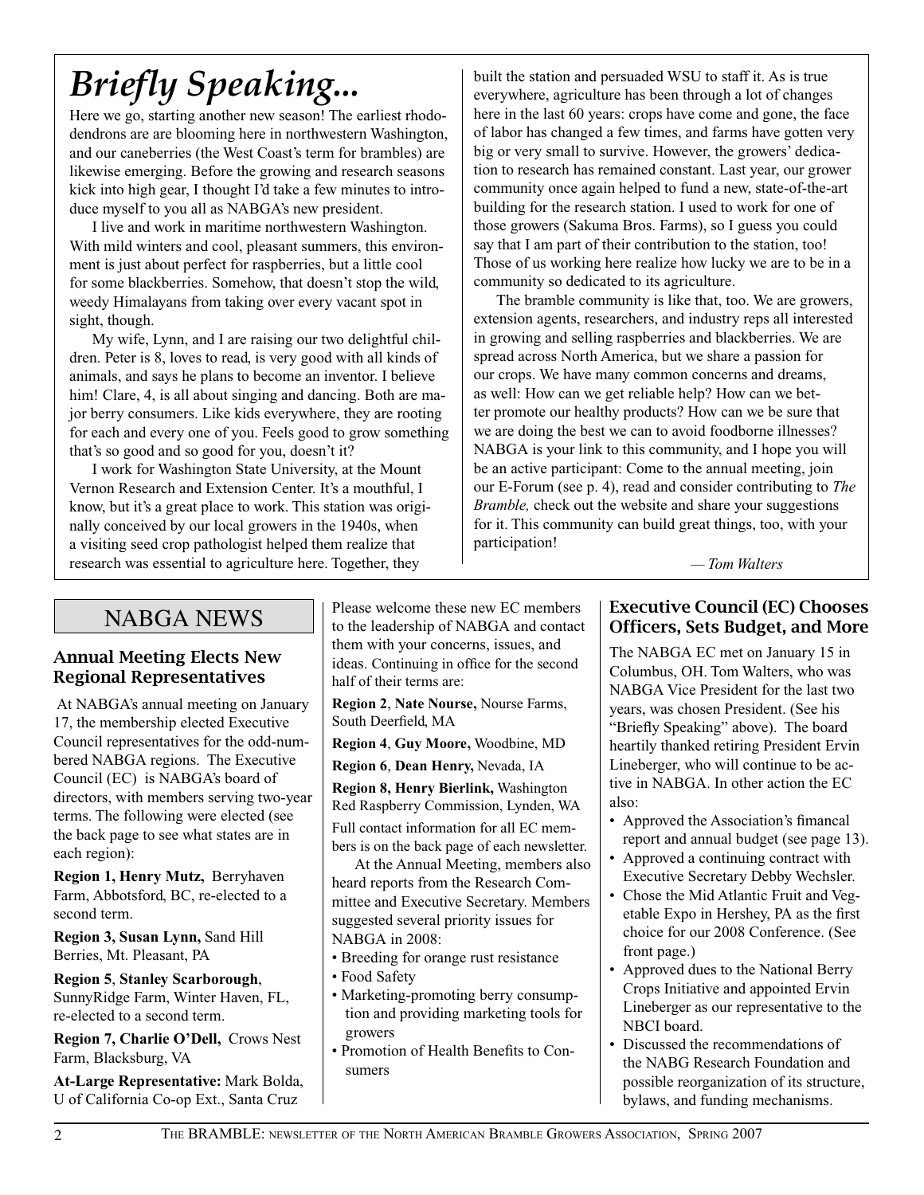# *Briefly Speaking...*

Here we go, starting another new season! The earliest rhododendrons are are blooming here in northwestern Washington, and our caneberries (the West Coast's term for brambles) are likewise emerging. Before the growing and research seasons kick into high gear, I thought I'd take a few minutes to introduce myself to you all as NABGA's new president.

I live and work in maritime northwestern Washington. With mild winters and cool, pleasant summers, this environment is just about perfect for raspberries, but a little cool for some blackberries. Somehow, that doesn't stop the wild, weedy Himalayans from taking over every vacant spot in sight, though.

My wife, Lynn, and I are raising our two delightful children. Peter is 8, loves to read, is very good with all kinds of animals, and says he plans to become an inventor. I believe him! Clare, 4, is all about singing and dancing. Both are major berry consumers. Like kids everywhere, they are rooting for each and every one of you. Feels good to grow something that's so good and so good for you, doesn't it?

I work for Washington State University, at the Mount Vernon Research and Extension Center. It's a mouthful, I know, but it's a great place to work. This station was originally conceived by our local growers in the 1940s, when a visiting seed crop pathologist helped them realize that research was essential to agriculture here. Together, they built the station and persuaded WSU to staff it. As is true everywhere, agriculture has been through a lot of changes here in the last 60 years: crops have come and gone, the face of labor has changed a few times, and farms have gotten very big or very small to survive. However, the growers' dedication to research has remained constant. Last year, our grower community once again helped to fund a new, state-of-the-art building for the research station. I used to work for one of those growers (Sakuma Bros. Farms), so I guess you could say that I am part of their contribution to the station, too! Those of us working here realize how lucky we are to be in a community so dedicated to its agriculture.

The bramble community is like that, too. We are growers, extension agents, researchers, and industry reps all interested in growing and selling raspberries and blackberries. We are spread across North America, but we share a passion for our crops. We have many common concerns and dreams, as well: How can we get reliable help? How can we better promote our healthy products? How can we be sure that we are doing the best we can to avoid foodborne illnesses? NABGA is your link to this community, and I hope you will be an active participant: Come to the annual meeting, join our E-Forum (see p. 4), read and consider contributing to *The Bramble,* check out the website and share your suggestions for it. This community can build great things, too, with your participation!

*— Tom Walters*

## NABGA NEWS

### Annual Meeting Elects New Regional Representatives

At NABGA's annual meeting on January 17, the membership elected Executive Council representatives for the odd-numbered NABGA regions. The Executive Council (EC) is NABGA's board of directors, with members serving two-year terms. The following were elected (see the back page to see what states are in each region):

**Region 1, Henry Mutz,** Berryhaven Farm, Abbotsford, BC, re-elected to a second term.

**Region 3, Susan Lynn,** Sand Hill Berries, Mt. Pleasant, PA

**Region 5**, **Stanley Scarborough**, SunnyRidge Farm, Winter Haven, FL, re-elected to a second term.

**Region 7, Charlie O'Dell,** Crows Nest Farm, Blacksburg, VA

**At-Large Representative:** Mark Bolda, U of California Co-op Ext., Santa Cruz

Please welcome these new EC members to the leadership of NABGA and contact them with your concerns, issues, and ideas. Continuing in office for the second half of their terms are:

**Region 2**, **Nate Nourse,** Nourse Farms, South Deerfield, MA

**Region 4**, **Guy Moore,** Woodbine, MD

**Region 6**, **Dean Henry,** Nevada, IA

**Region 8, Henry Bierlink,** Washington Red Raspberry Commission, Lynden, WA

Full contact information for all EC members is on the back page of each newsletter.

At the Annual Meeting, members also heard reports from the Research Committee and Executive Secretary. Members suggested several priority issues for NABGA in 2008:

- Breeding for orange rust resistance
- Food Safety
- Marketing-promoting berry consumption and providing marketing tools for growers
- Promotion of Health Benefits to Consumers

### Executive Council (EC) Chooses Officers, Sets Budget, and More

The NABGA EC met on January 15 in Columbus, OH. Tom Walters, who was NABGA Vice President for the last two years, was chosen President. (See his "Briefly Speaking" above). The board heartily thanked retiring President Ervin Lineberger, who will continue to be active in NABGA. In other action the EC also:

- Approved the Association's fimancal report and annual budget (see page 13).
- Approved a continuing contract with Executive Secretary Debby Wechsler.
- Chose the Mid Atlantic Fruit and Vegetable Expo in Hershey, PA as the first choice for our 2008 Conference. (See front page.)
- Approved dues to the National Berry Crops Initiative and appointed Ervin Lineberger as our representative to the NBCI board.
- Discussed the recommendations of the NABG Research Foundation and possible reorganization of its structure, bylaws, and funding mechanisms.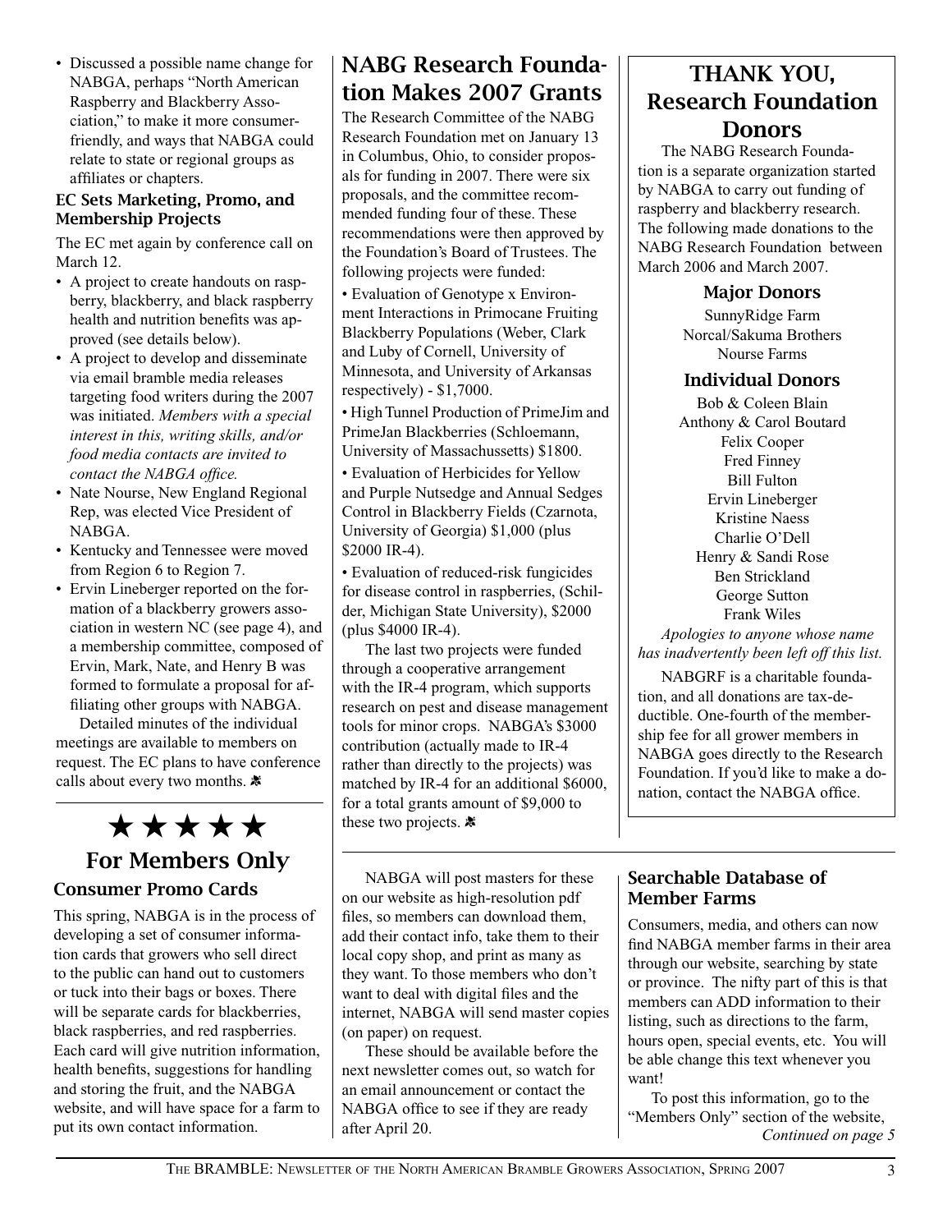- Discussed a possible name change for NABGA, perhaps "North American Raspberry and Blackberry Association," to make it more consumer-friendly, and ways that NABGA could relate to state or regional groups as affiliates or chapters.

### EC Sets Marketing, Promo, and Membership Projects

The EC met again by conference call on March 12.

- A project to create handouts on raspberry, blackberry, and black raspberry health and nutrition benefits was approved (see details below).
- A project to develop and disseminate via email bramble media releases targeting food writers during the 2007 was initiated. *Members with a special interest in this, writing skills, and/or food media contacts are invited to contact the NABGA office.*
- Nate Nourse, New England Regional Rep, was elected Vice President of NABGA.
- Kentucky and Tennessee were moved from Region 6 to Region 7.
- Ervin Lineberger reported on the formation of a blackberry growers association in western NC (see page 4), and a membership committee, composed of Ervin, Mark, Nate, and Henry B was formed to formulate a proposal for affiliating other groups with NABGA.

Detailed minutes of the individual meetings are available to members on request. The EC plans to have conference calls about every two months.

## NABG Research Foundation Makes 2007 Grants

The Research Committee of the NABG Research Foundation met on January 13 in Columbus, Ohio, to consider proposals for funding in 2007. There were six proposals, and the committee recommended funding four of these. These recommendations were then approved by the Foundation's Board of Trustees. The following projects were funded:

• Evaluation of Genotype x Environment Interactions in Primocane Fruiting Blackberry Populations (Weber, Clark and Luby of Cornell, University of Minnesota, and University of Arkansas respectively) - $1,7000.

• High Tunnel Production of PrimeJim and PrimeJan Blackberries (Schloemann, University of Massachussetts) $1800.

• Evaluation of Herbicides for Yellow and Purple Nutsedge and Annual Sedges Control in Blackberry Fields (Czarnota, University of Georgia) $1,000 (plus $2000 IR-4).

• Evaluation of reduced-risk fungicides for disease control in raspberries, (Schilder, Michigan State University), $2000 (plus $4000 IR-4).

The last two projects were funded through a cooperative arrangement with the IR-4 program, which supports research on pest and disease management tools for minor crops. NABGA's $3000 contribution (actually made to IR-4 rather than directly to the projects) was matched by IR-4 for an additional $6000, for a total grants amount of $9,000 to these two projects.

## THANK YOU, Research Foundation Donors

The NABG Research Foundation is a separate organization started by NABGA to carry out funding of raspberry and blackberry research. The following made donations to the NABG Research Foundation between March 2006 and March 2007.

### Major Donors

SunnyRidge Farm
Norcal/Sakuma Brothers
Nourse Farms

### Individual Donors

Bob & Coleen Blain
Anthony & Carol Boutard
Felix Cooper
Fred Finney
Bill Fulton
Ervin Lineberger
Kristine Naess
Charlie O'Dell
Henry & Sandi Rose
Ben Strickland
George Sutton
Frank Wiles

*Apologies to anyone whose name has inadvertently been left off this list.*

NABGRF is a charitable foundation, and all donations are tax-deductible. One-fourth of the membership fee for all grower members in NABGA goes directly to the Research Foundation. If you'd like to make a donation, contact the NABGA office.

## ★★★★★ For Members Only

### Consumer Promo Cards

This spring, NABGA is in the process of developing a set of consumer information cards that growers who sell direct to the public can hand out to customers or tuck into their bags or boxes. There will be separate cards for blackberries, black raspberries, and red raspberries. Each card will give nutrition information, health benefits, suggestions for handling and storing the fruit, and the NABGA website, and will have space for a farm to put its own contact information.

NABGA will post masters for these on our website as high-resolution pdf files, so members can download them, add their contact info, take them to their local copy shop, and print as many as they want. To those members who don't want to deal with digital files and the internet, NABGA will send master copies (on paper) on request.

These should be available before the next newsletter comes out, so watch for an email announcement or contact the NABGA office to see if they are ready after April 20.

### Searchable Database of Member Farms

Consumers, media, and others can now find NABGA member farms in their area through our website, searching by state or province. The nifty part of this is that members can ADD information to their listing, such as directions to the farm, hours open, special events, etc. You will be able change this text whenever you want!

To post this information, go to the "Members Only" section of the website,
*Continued on page 5*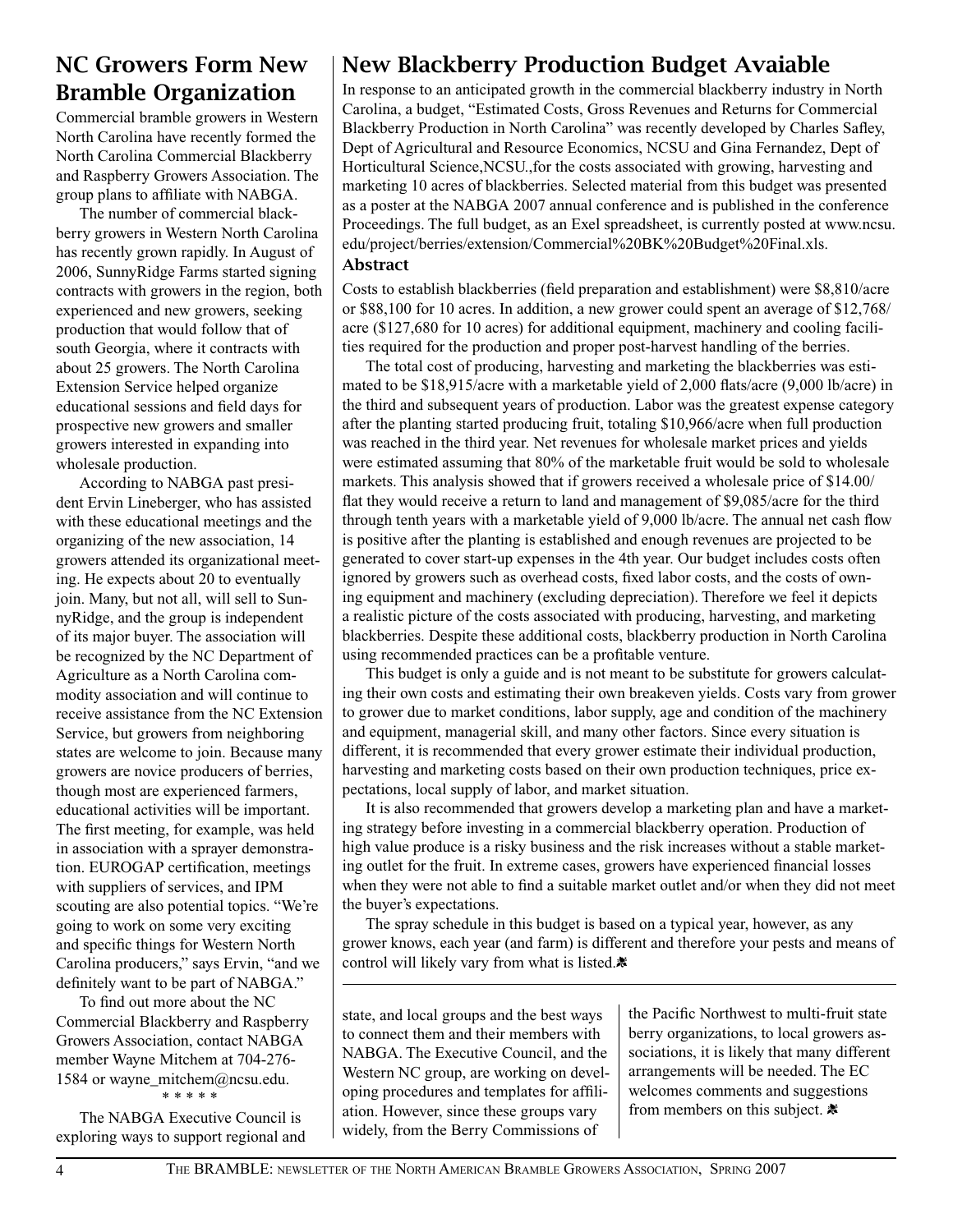## NC Growers Form New Bramble Organization

Commercial bramble growers in Western North Carolina have recently formed the North Carolina Commercial Blackberry and Raspberry Growers Association. The group plans to affiliate with NABGA.

The number of commercial blackberry growers in Western North Carolina has recently grown rapidly. In August of 2006, SunnyRidge Farms started signing contracts with growers in the region, both experienced and new growers, seeking production that would follow that of south Georgia, where it contracts with about 25 growers. The North Carolina Extension Service helped organize educational sessions and field days for prospective new growers and smaller growers interested in expanding into wholesale production.

According to NABGA past president Ervin Lineberger, who has assisted with these educational meetings and the organizing of the new association, 14 growers attended its organizational meeting. He expects about 20 to eventually join. Many, but not all, will sell to SunnyRidge, and the group is independent of its major buyer. The association will be recognized by the NC Department of Agriculture as a North Carolina commodity association and will continue to receive assistance from the NC Extension Service, but growers from neighboring states are welcome to join. Because many growers are novice producers of berries, though most are experienced farmers, educational activities will be important. The first meeting, for example, was held in association with a sprayer demonstration. EUROGAP certification, meetings with suppliers of services, and IPM scouting are also potential topics. "We're going to work on some very exciting and specific things for Western North Carolina producers," says Ervin, "and we definitely want to be part of NABGA."

To find out more about the NC Commercial Blackberry and Raspberry Growers Association, contact NABGA member Wayne Mitchem at 704-276-1584 or wayne_mitchem@ncsu.edu.

\* \* \* \* \*

The NABGA Executive Council is exploring ways to support regional and state, and local groups and the best ways to connect them and their members with NABGA. The Executive Council, and the Western NC group, are working on developing procedures and templates for affiliation. However, since these groups vary widely, from the Berry Commissions of the Pacific Northwest to multi-fruit state berry organizations, to local growers associations, it is likely that many different arrangements will be needed. The EC welcomes comments and suggestions from members on this subject.

## New Blackberry Production Budget Avaiable

In response to an anticipated growth in the commercial blackberry industry in North Carolina, a budget, "Estimated Costs, Gross Revenues and Returns for Commercial Blackberry Production in North Carolina" was recently developed by Charles Safley, Dept of Agricultural and Resource Economics, NCSU and Gina Fernandez, Dept of Horticultural Science,NCSU.,for the costs associated with growing, harvesting and marketing 10 acres of blackberries. Selected material from this budget was presented as a poster at the NABGA 2007 annual conference and is published in the conference Proceedings. The full budget, as an Exel spreadsheet, is currently posted at www.ncsu.edu/project/berries/extension/Commercial%20BK%20Budget%20Final.xls.

### Abstract

Costs to establish blackberries (field preparation and establishment) were $8,810/acre or $88,100 for 10 acres. In addition, a new grower could spent an average of $12,768/acre ($127,680 for 10 acres) for additional equipment, machinery and cooling facilities required for the production and proper post-harvest handling of the berries.

The total cost of producing, harvesting and marketing the blackberries was estimated to be $18,915/acre with a marketable yield of 2,000 flats/acre (9,000 lb/acre) in the third and subsequent years of production. Labor was the greatest expense category after the planting started producing fruit, totaling $10,966/acre when full production was reached in the third year. Net revenues for wholesale market prices and yields were estimated assuming that 80% of the marketable fruit would be sold to wholesale markets. This analysis showed that if growers received a wholesale price of $14.00/flat they would receive a return to land and management of $9,085/acre for the third through tenth years with a marketable yield of 9,000 lb/acre. The annual net cash flow is positive after the planting is established and enough revenues are projected to be generated to cover start-up expenses in the 4th year. Our budget includes costs often ignored by growers such as overhead costs, fixed labor costs, and the costs of owning equipment and machinery (excluding depreciation). Therefore we feel it depicts a realistic picture of the costs associated with producing, harvesting, and marketing blackberries. Despite these additional costs, blackberry production in North Carolina using recommended practices can be a profitable venture.

This budget is only a guide and is not meant to be substitute for growers calculating their own costs and estimating their own breakeven yields. Costs vary from grower to grower due to market conditions, labor supply, age and condition of the machinery and equipment, managerial skill, and many other factors. Since every situation is different, it is recommended that every grower estimate their individual production, harvesting and marketing costs based on their own production techniques, price expectations, local supply of labor, and market situation.

It is also recommended that growers develop a marketing plan and have a marketing strategy before investing in a commercial blackberry operation. Production of high value produce is a risky business and the risk increases without a stable marketing outlet for the fruit. In extreme cases, growers have experienced financial losses when they were not able to find a suitable market outlet and/or when they did not meet the buyer's expectations.

The spray schedule in this budget is based on a typical year, however, as any grower knows, each year (and farm) is different and therefore your pests and means of control will likely vary from what is listed.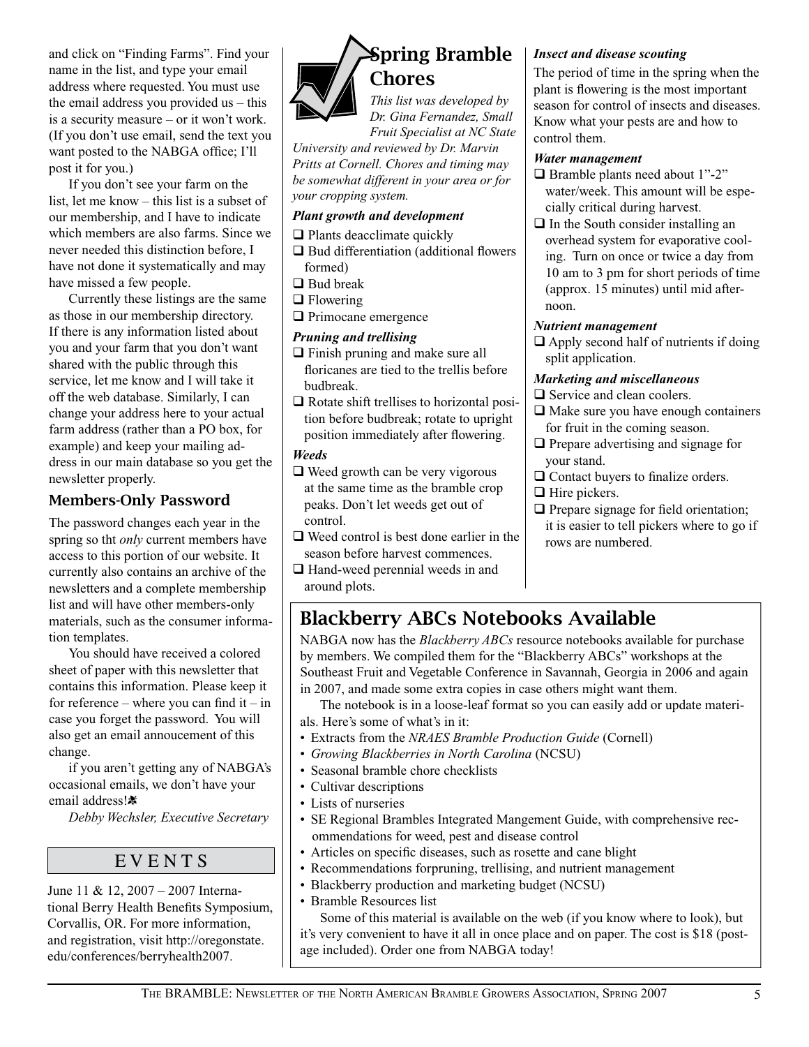and click on "Finding Farms". Find your name in the list, and type your email address where requested. You must use the email address you provided us – this is a security measure – or it won't work. (If you don't use email, send the text you want posted to the NABGA office; I'll post it for you.)

If you don't see your farm on the list, let me know – this list is a subset of our membership, and I have to indicate which members are also farms. Since we never needed this distinction before, I have not done it systematically and may have missed a few people.

Currently these listings are the same as those in our membership directory. If there is any information listed about you and your farm that you don't want shared with the public through this service, let me know and I will take it off the web database. Similarly, I can change your address here to your actual farm address (rather than a PO box, for example) and keep your mailing address in our main database so you get the newsletter properly.

## Members-Only Password

The password changes each year in the spring so tht *only* current members have access to this portion of our website. It currently also contains an archive of the newsletters and a complete membership list and will have other members-only materials, such as the consumer information templates.

You should have received a colored sheet of paper with this newsletter that contains this information. Please keep it for reference – where you can find it – in case you forget the password. You will also get an email annoucement of this change.

if you aren't getting any of NABGA's occasional emails, we don't have your email address!

*Debby Wechsler, Executive Secretary*

## EVENTS

June 11 & 12, 2007 – 2007 International Berry Health Benefits Symposium, Corvallis, OR. For more information, and registration, visit http://oregonstate.edu/conferences/berryhealth2007.

## Spring Bramble Chores

*This list was developed by Dr. Gina Fernandez, Small Fruit Specialist at NC State University and reviewed by Dr. Marvin Pritts at Cornell. Chores and timing may be somewhat different in your area or for your cropping system.*

***Plant growth and development***

- ❑ Plants deacclimate quickly
- ❑ Bud differentiation (additional flowers formed)
- ❑ Bud break
- ❑ Flowering
- ❑ Primocane emergence

***Pruning and trellising***

- ❑ Finish pruning and make sure all floricanes are tied to the trellis before budbreak.
- ❑ Rotate shift trellises to horizontal position before budbreak; rotate to upright position immediately after flowering.

***Weeds***

- ❑ Weed growth can be very vigorous at the same time as the bramble crop peaks. Don't let weeds get out of control.
- ❑ Weed control is best done earlier in the season before harvest commences.
- ❑ Hand-weed perennial weeds in and around plots.

***Insect and disease scouting***

The period of time in the spring when the plant is flowering is the most important season for control of insects and diseases. Know what your pests are and how to control them.

***Water management***

- ❑ Bramble plants need about 1"-2" water/week. This amount will be especially critical during harvest.
- ❑ In the South consider installing an overhead system for evaporative cooling. Turn on once or twice a day from 10 am to 3 pm for short periods of time (approx. 15 minutes) until mid afternoon.

***Nutrient management***

- ❑ Apply second half of nutrients if doing split application.

***Marketing and miscellaneous***

- ❑ Service and clean coolers.
- ❑ Make sure you have enough containers for fruit in the coming season.
- ❑ Prepare advertising and signage for your stand.
- ❑ Contact buyers to finalize orders.
- ❑ Hire pickers.
- ❑ Prepare signage for field orientation; it is easier to tell pickers where to go if rows are numbered.

## Blackberry ABCs Notebooks Available

NABGA now has the *Blackberry ABCs* resource notebooks available for purchase by members. We compiled them for the "Blackberry ABCs" workshops at the Southeast Fruit and Vegetable Conference in Savannah, Georgia in 2006 and again in 2007, and made some extra copies in case others might want them.

The notebook is in a loose-leaf format so you can easily add or update materials. Here's some of what's in it:

- Extracts from the *NRAES Bramble Production Guide* (Cornell)
- *Growing Blackberries in North Carolina* (NCSU)
- Seasonal bramble chore checklists
- Cultivar descriptions
- Lists of nurseries
- SE Regional Brambles Integrated Mangement Guide, with comprehensive recommendations for weed, pest and disease control
- Articles on specific diseases, such as rosette and cane blight
- Recommendations forpruning, trellising, and nutrient management
- Blackberry production and marketing budget (NCSU)
- Bramble Resources list

Some of this material is available on the web (if you know where to look), but it's very convenient to have it all in once place and on paper. The cost is $18 (postage included). Order one from NABGA today!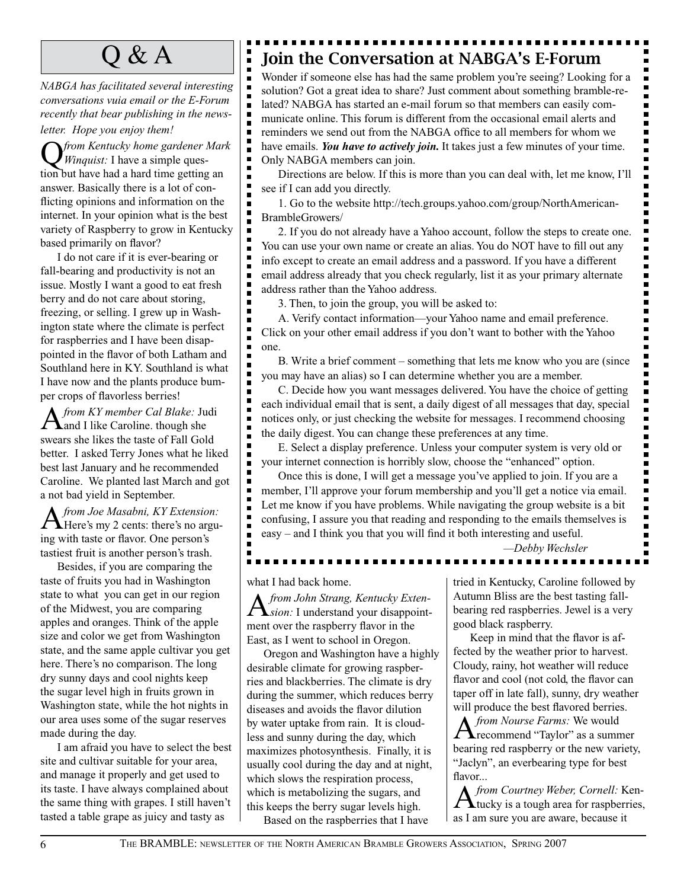# Q & A

*NABGA has facilitated several interesting conversations vuia email or the E-Forum recently that bear publishing in the newsletter. Hope you enjoy them!*

**Q** *from Kentucky home gardener Mark Winquist:* I have a simple question but have had a hard time getting an answer. Basically there is a lot of conflicting opinions and information on the internet. In your opinion what is the best variety of Raspberry to grow in Kentucky based primarily on flavor?

I do not care if it is ever-bearing or fall-bearing and productivity is not an issue. Mostly I want a good to eat fresh berry and do not care about storing, freezing, or selling. I grew up in Washington state where the climate is perfect for raspberries and I have been disappointed in the flavor of both Latham and Southland here in KY. Southland is what I have now and the plants produce bumper crops of flavorless berries!

**A** *from KY member Cal Blake:* Judi and I like Caroline. though she swears she likes the taste of Fall Gold better. I asked Terry Jones what he liked best last January and he recommended Caroline. We planted last March and got a not bad yield in September.

**A** *from Joe Masabni, KY Extension:* Here's my 2 cents: there's no arguing with taste or flavor. One person's tastiest fruit is another person's trash.

Besides, if you are comparing the taste of fruits you had in Washington state to what you can get in our region of the Midwest, you are comparing apples and oranges. Think of the apple size and color we get from Washington state, and the same apple cultivar you get here. There's no comparison. The long dry sunny days and cool nights keep the sugar level high in fruits grown in Washington state, while the hot nights in our area uses some of the sugar reserves made during the day.

I am afraid you have to select the best site and cultivar suitable for your area, and manage it properly and get used to its taste. I have always complained about the same thing with grapes. I still haven't tasted a table grape as juicy and tasty as what I had back home.

**A** *from John Strang, Kentucky Extension:* I understand your disappointment over the raspberry flavor in the East, as I went to school in Oregon.

Oregon and Washington have a highly desirable climate for growing raspberries and blackberries. The climate is dry during the summer, which reduces berry diseases and avoids the flavor dilution by water uptake from rain. It is cloudless and sunny during the day, which maximizes photosynthesis. Finally, it is usually cool during the day and at night, which slows the respiration process, which is metabolizing the sugars, and this keeps the berry sugar levels high.

Based on the raspberries that I have tried in Kentucky, Caroline followed by Autumn Bliss are the best tasting fall-bearing red raspberries. Jewel is a very good black raspberry.

Keep in mind that the flavor is affected by the weather prior to harvest. Cloudy, rainy, hot weather will reduce flavor and cool (not cold, the flavor can taper off in late fall), sunny, dry weather will produce the best flavored berries.

**A** *from Nourse Farms:* We would recommend "Taylor" as a summer bearing red raspberry or the new variety, "Jaclyn", an everbearing type for best flavor...

**A** *from Courtney Weber, Cornell:* Kentucky is a tough area for raspberries, as I am sure you are aware, because it

## Join the Conversation at NABGA's E-Forum

Wonder if someone else has had the same problem you're seeing? Looking for a solution? Got a great idea to share? Just comment about something bramble-related? NABGA has started an e-mail forum so that members can easily communicate online. This forum is different from the occasional email alerts and reminders we send out from the NABGA office to all members for whom we have emails. ***You have to actively join.*** It takes just a few minutes of your time. Only NABGA members can join.

Directions are below. If this is more than you can deal with, let me know, I'll see if I can add you directly.

1. Go to the website http://tech.groups.yahoo.com/group/NorthAmerican-BrambleGrowers/

2. If you do not already have a Yahoo account, follow the steps to create one. You can use your own name or create an alias. You do NOT have to fill out any info except to create an email address and a password. If you have a different email address already that you check regularly, list it as your primary alternate address rather than the Yahoo address.

3. Then, to join the group, you will be asked to:

A. Verify contact information—your Yahoo name and email preference. Click on your other email address if you don't want to bother with the Yahoo one.

B. Write a brief comment – something that lets me know who you are (since you may have an alias) so I can determine whether you are a member.

C. Decide how you want messages delivered. You have the choice of getting each individual email that is sent, a daily digest of all messages that day, special notices only, or just checking the website for messages. I recommend choosing the daily digest. You can change these preferences at any time.

E. Select a display preference. Unless your computer system is very old or your internet connection is horribly slow, choose the "enhanced" option.

Once this is done, I will get a message you've applied to join. If you are a member, I'll approve your forum membership and you'll get a notice via email. Let me know if you have problems. While navigating the group website is a bit confusing, I assure you that reading and responding to the emails themselves is easy – and I think you that you will find it both interesting and useful.

*—Debby Wechsler*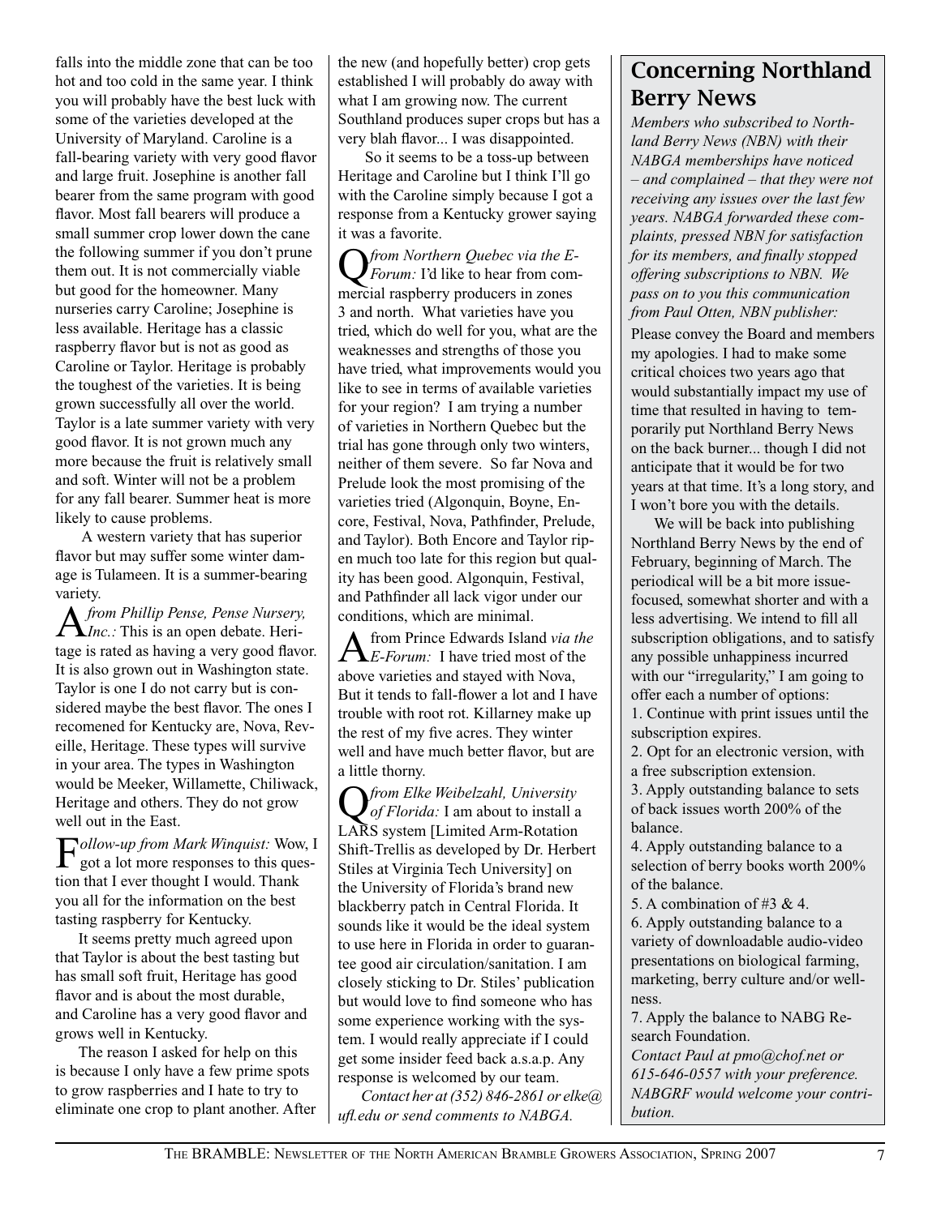falls into the middle zone that can be too hot and too cold in the same year. I think you will probably have the best luck with some of the varieties developed at the University of Maryland. Caroline is a fall-bearing variety with very good flavor and large fruit. Josephine is another fall bearer from the same program with good flavor. Most fall bearers will produce a small summer crop lower down the cane the following summer if you don't prune them out. It is not commercially viable but good for the homeowner. Many nurseries carry Caroline; Josephine is less available. Heritage has a classic raspberry flavor but is not as good as Caroline or Taylor. Heritage is probably the toughest of the varieties. It is being grown successfully all over the world. Taylor is a late summer variety with very good flavor. It is not grown much any more because the fruit is relatively small and soft. Winter will not be a problem for any fall bearer. Summer heat is more likely to cause problems.

A western variety that has superior flavor but may suffer some winter damage is Tulameen. It is a summer-bearing variety.

**A** *from Phillip Pense, Pense Nursery, Inc.:* This is an open debate. Heritage is rated as having a very good flavor. It is also grown out in Washington state. Taylor is one I do not carry but is considered maybe the best flavor. The ones I recomened for Kentucky are, Nova, Reveille, Heritage. These types will survive in your area. The types in Washington would be Meeker, Willamette, Chiliwack, Heritage and others. They do not grow well out in the East.

**F***ollow-up from Mark Winquist:* Wow, I got a lot more responses to this question that I ever thought I would. Thank you all for the information on the best tasting raspberry for Kentucky.

It seems pretty much agreed upon that Taylor is about the best tasting but has small soft fruit, Heritage has good flavor and is about the most durable, and Caroline has a very good flavor and grows well in Kentucky.

The reason I asked for help on this is because I only have a few prime spots to grow raspberries and I hate to try to eliminate one crop to plant another. After the new (and hopefully better) crop gets established I will probably do away with what I am growing now. The current Southland produces super crops but has a very blah flavor... I was disappointed.

So it seems to be a toss-up between Heritage and Caroline but I think I'll go with the Caroline simply because I got a response from a Kentucky grower saying it was a favorite.

**Q** *from Northern Quebec via the E-Forum:* I'd like to hear from commercial raspberry producers in zones 3 and north. What varieties have you tried, which do well for you, what are the weaknesses and strengths of those you have tried, what improvements would you like to see in terms of available varieties for your region? I am trying a number of varieties in Northern Quebec but the trial has gone through only two winters, neither of them severe. So far Nova and Prelude look the most promising of the varieties tried (Algonquin, Boyne, Encore, Festival, Nova, Pathfinder, Prelude, and Taylor). Both Encore and Taylor ripen much too late for this region but quality has been good. Algonquin, Festival, and Pathfinder all lack vigor under our conditions, which are minimal.

**A** from Prince Edwards Island *via the E-Forum:* I have tried most of the above varieties and stayed with Nova, But it tends to fall-flower a lot and I have trouble with root rot. Killarney make up the rest of my five acres. They winter well and have much better flavor, but are a little thorny.

**Q** *from Elke Weibelzahl, University of Florida:* I am about to install a LARS system [Limited Arm-Rotation Shift-Trellis as developed by Dr. Herbert Stiles at Virginia Tech University] on the University of Florida's brand new blackberry patch in Central Florida. It sounds like it would be the ideal system to use here in Florida in order to guarantee good air circulation/sanitation. I am closely sticking to Dr. Stiles' publication but would love to find someone who has some experience working with the system. I would really appreciate it if I could get some insider feed back a.s.a.p. Any response is welcomed by our team.

*Contact her at (352) 846-2861 or elke@ufl.edu or send comments to NABGA.*

## Concerning Northland Berry News

*Members who subscribed to Northland Berry News (NBN) with their NABGA memberships have noticed – and complained – that they were not receiving any issues over the last few years. NABGA forwarded these complaints, pressed NBN for satisfaction for its members, and finally stopped offering subscriptions to NBN. We pass on to you this communication from Paul Otten, NBN publisher:*

Please convey the Board and members my apologies. I had to make some critical choices two years ago that would substantially impact my use of time that resulted in having to temporarily put Northland Berry News on the back burner... though I did not anticipate that it would be for two years at that time. It's a long story, and I won't bore you with the details.

We will be back into publishing Northland Berry News by the end of February, beginning of March. The periodical will be a bit more issue-focused, somewhat shorter and with a less advertising. We intend to fill all subscription obligations, and to satisfy any possible unhappiness incurred with our "irregularity," I am going to offer each a number of options:

1. Continue with print issues until the subscription expires.
2. Opt for an electronic version, with a free subscription extension.
3. Apply outstanding balance to sets of back issues worth 200% of the balance.
4. Apply outstanding balance to a selection of berry books worth 200% of the balance.
5. A combination of #3 & 4.
6. Apply outstanding balance to a variety of downloadable audio-video presentations on biological farming, marketing, berry culture and/or wellness.
7. Apply the balance to NABG Research Foundation.

*Contact Paul at pmo@chof.net or 615-646-0557 with your preference. NABGRF would welcome your contribution.*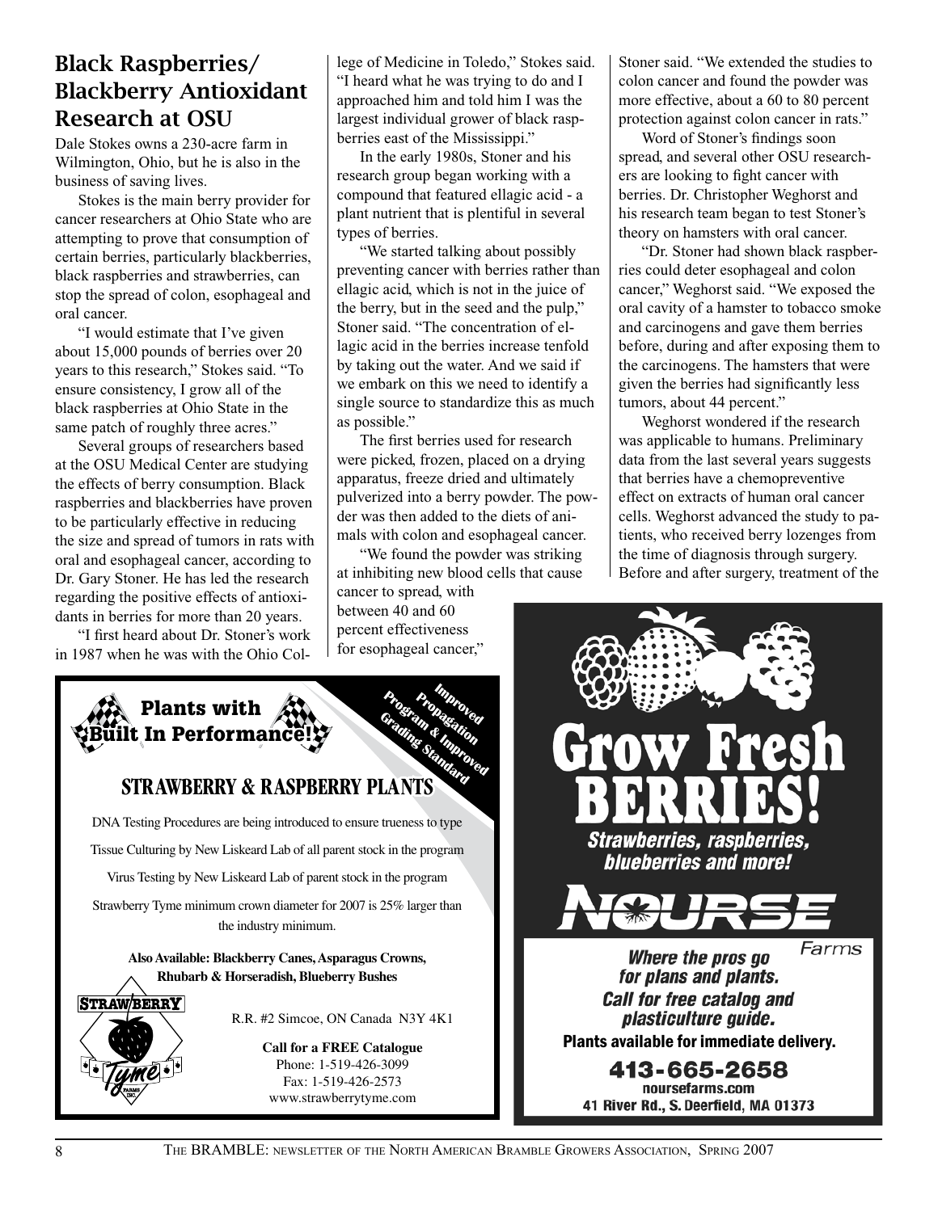## Black Raspberries/ Blackberry Antioxidant Research at OSU

Dale Stokes owns a 230-acre farm in Wilmington, Ohio, but he is also in the business of saving lives.

Stokes is the main berry provider for cancer researchers at Ohio State who are attempting to prove that consumption of certain berries, particularly blackberries, black raspberries and strawberries, can stop the spread of colon, esophageal and oral cancer.

"I would estimate that I've given about 15,000 pounds of berries over 20 years to this research," Stokes said. "To ensure consistency, I grow all of the black raspberries at Ohio State in the same patch of roughly three acres."

Several groups of researchers based at the OSU Medical Center are studying the effects of berry consumption. Black raspberries and blackberries have proven to be particularly effective in reducing the size and spread of tumors in rats with oral and esophageal cancer, according to Dr. Gary Stoner. He has led the research regarding the positive effects of antioxidants in berries for more than 20 years.

"I first heard about Dr. Stoner's work in 1987 when he was with the Ohio College of Medicine in Toledo," Stokes said. "I heard what he was trying to do and I approached him and told him I was the largest individual grower of black raspberries east of the Mississippi."

In the early 1980s, Stoner and his research group began working with a compound that featured ellagic acid - a plant nutrient that is plentiful in several types of berries.

"We started talking about possibly preventing cancer with berries rather than ellagic acid, which is not in the juice of the berry, but in the seed and the pulp," Stoner said. "The concentration of ellagic acid in the berries increase tenfold by taking out the water. And we said if we embark on this we need to identify a single source to standardize this as much as possible."

The first berries used for research were picked, frozen, placed on a drying apparatus, freeze dried and ultimately pulverized into a berry powder. The powder was then added to the diets of animals with colon and esophageal cancer.

"We found the powder was striking at inhibiting new blood cells that cause cancer to spread, with between 40 and 60 percent effectiveness for esophageal cancer," Stoner said. "We extended the studies to colon cancer and found the powder was more effective, about a 60 to 80 percent protection against colon cancer in rats."

Word of Stoner's findings soon spread, and several other OSU researchers are looking to fight cancer with berries. Dr. Christopher Weghorst and his research team began to test Stoner's theory on hamsters with oral cancer.

"Dr. Stoner had shown black raspberries could deter esophageal and colon cancer," Weghorst said. "We exposed the oral cavity of a hamster to tobacco smoke and carcinogens and gave them berries before, during and after exposing them to the carcinogens. The hamsters that were given the berries had significantly less tumors, about 44 percent."

Weghorst wondered if the research was applicable to humans. Preliminary data from the last several years suggests that berries have a chemopreventive effect on extracts of human oral cancer cells. Weghorst advanced the study to patients, who received berry lozenges from the time of diagnosis through surgery. Before and after surgery, treatment of the

---

**Plants with Built In Performance!**

Improved Propagation Program & Improved Grading Standard

**STRAWBERRY & RASPBERRY PLANTS**

DNA Testing Procedures are being introduced to ensure trueness to type

Tissue Culturing by New Liskeard Lab of all parent stock in the program

Virus Testing by New Liskeard Lab of parent stock in the program

Strawberry Tyme minimum crown diameter for 2007 is 25% larger than the industry minimum.

**Also Available: Blackberry Canes, Asparagus Crowns, Rhubarb & Horseradish, Blueberry Bushes**

Strawberry Tyme Farms Inc.

R.R. #2 Simcoe, ON Canada N3Y 4K1

**Call for a FREE Catalogue**
Phone: 1-519-426-3099
Fax: 1-519-426-2573
www.strawberrytyme.com

---

**Grow Fresh BERRIES!**

*Strawberries, raspberries, blueberries and more!*

NOURSE Farms

*Where the pros go for plans and plants.*
*Call for free catalog and plasticulture guide.*

**Plants available for immediate delivery.**

**413-665-2658**
noursefarms.com
41 River Rd., S. Deerfield, MA 01373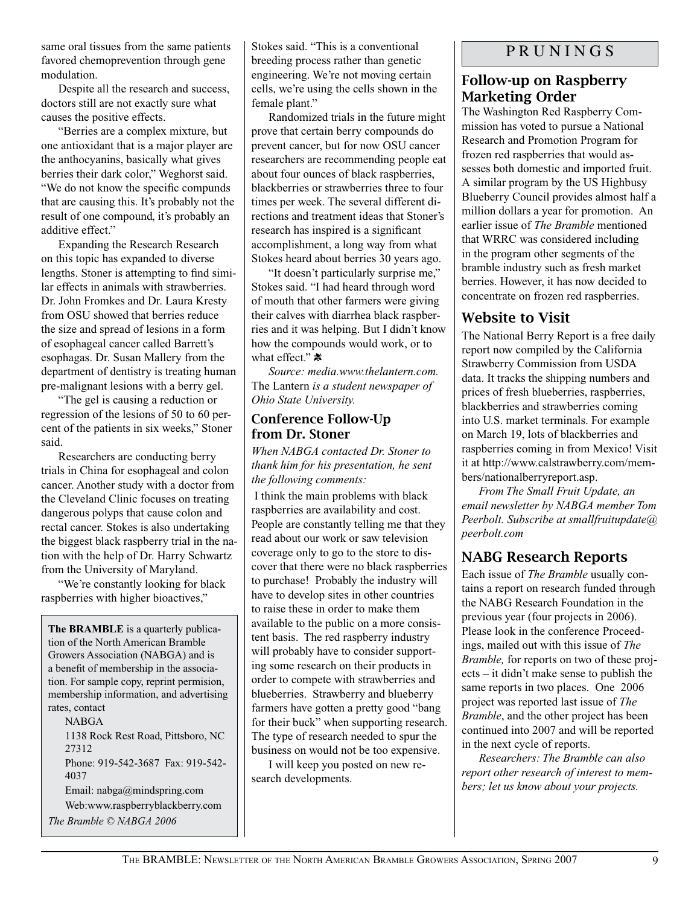same oral tissues from the same patients favored chemoprevention through gene modulation.

Despite all the research and success, doctors still are not exactly sure what causes the positive effects.

"Berries are a complex mixture, but one antioxidant that is a major player are the anthocyanins, basically what gives berries their dark color," Weghorst said. "We do not know the specific compunds that are causing this. It's probably not the result of one compound, it's probably an additive effect."

Expanding the Research Research on this topic has expanded to diverse lengths. Stoner is attempting to find similar effects in animals with strawberries. Dr. John Fromkes and Dr. Laura Kresty from OSU showed that berries reduce the size and spread of lesions in a form of esophageal cancer called Barrett's esophagas. Dr. Susan Mallery from the department of dentistry is treating human pre-malignant lesions with a berry gel.

"The gel is causing a reduction or regression of the lesions of 50 to 60 percent of the patients in six weeks," Stoner said.

Researchers are conducting berry trials in China for esophageal and colon cancer. Another study with a doctor from the Cleveland Clinic focuses on treating dangerous polyps that cause colon and rectal cancer. Stokes is also undertaking the biggest black raspberry trial in the nation with the help of Dr. Harry Schwartz from the University of Maryland.

"We're constantly looking for black raspberries with higher bioactives," Stokes said. "This is a conventional breeding process rather than genetic engineering. We're not moving certain cells, we're using the cells shown in the female plant."

Randomized trials in the future might prove that certain berry compounds do prevent cancer, but for now OSU cancer researchers are recommending people eat about four ounces of black raspberries, blackberries or strawberries three to four times per week. The several different directions and treatment ideas that Stoner's research has inspired is a significant accomplishment, a long way from what Stokes heard about berries 30 years ago.

"It doesn't particularly surprise me," Stokes said. "I had heard through word of mouth that other farmers were giving their calves with diarrhea black raspberries and it was helping. But I didn't know how the compounds would work, or to what effect."

*Source: media.www.thelantern.com.* The Lantern *is a student newspaper of Ohio State University.*

**The BRAMBLE** is a quarterly publication of the North American Bramble Growers Association (NABGA) and is a benefit of membership in the association. For sample copy, reprint permision, membership information, and advertising rates, contact

NABGA
1138 Rock Rest Road, Pittsboro, NC 27312
Phone: 919-542-3687 Fax: 919-542-4037
Email: nabga@mindspring.com
Web:www.raspberryblackberry.com

*The Bramble © NABGA 2006*

### Conference Follow-Up from Dr. Stoner

*When NABGA contacted Dr. Stoner to thank him for his presentation, he sent the following comments:*

I think the main problems with black raspberries are availability and cost. People are constantly telling me that they read about our work or saw television coverage only to go to the store to discover that there were no black raspberries to purchase! Probably the industry will have to develop sites in other countries to raise these in order to make them available to the public on a more consistent basis. The red raspberry industry will probably have to consider supporting some research on their products in order to compete with strawberries and blueberries. Strawberry and blueberry farmers have gotten a pretty good "bang for their buck" when supporting research. The type of research needed to spur the business on would not be too expensive.

I will keep you posted on new research developments.

## PRUNINGS

### Follow-up on Raspberry Marketing Order

The Washington Red Raspberry Commission has voted to pursue a National Research and Promotion Program for frozen red raspberries that would assesses both domestic and imported fruit. A similar program by the US Highbusy Blueberry Council provides almost half a million dollars a year for promotion. An earlier issue of *The Bramble* mentioned that WRRC was considered including in the program other segments of the bramble industry such as fresh market berries. However, it has now decided to concentrate on frozen red raspberries.

### Website to Visit

The National Berry Report is a free daily report now compiled by the California Strawberry Commission from USDA data. It tracks the shipping numbers and prices of fresh blueberries, raspberries, blackberries and strawberries coming into U.S. market terminals. For example on March 19, lots of blackberries and raspberries coming in from Mexico! Visit it at http://www.calstrawberry.com/members/nationalberryreport.asp.

*From The Small Fruit Update, an email newsletter by NABGA member Tom Peerbolt. Subscribe at smallfruitupdate@peerbolt.com*

### NABG Research Reports

Each issue of *The Bramble* usually contains a report on research funded through the NABG Research Foundation in the previous year (four projects in 2006). Please look in the conference Proceedings, mailed out with this issue of *The Bramble,* for reports on two of these projects – it didn't make sense to publish the same reports in two places. One 2006 project was reported last issue of *The Bramble*, and the other project has been continued into 2007 and will be reported in the next cycle of reports.

*Researchers: The Bramble can also report other research of interest to members; let us know about your projects.*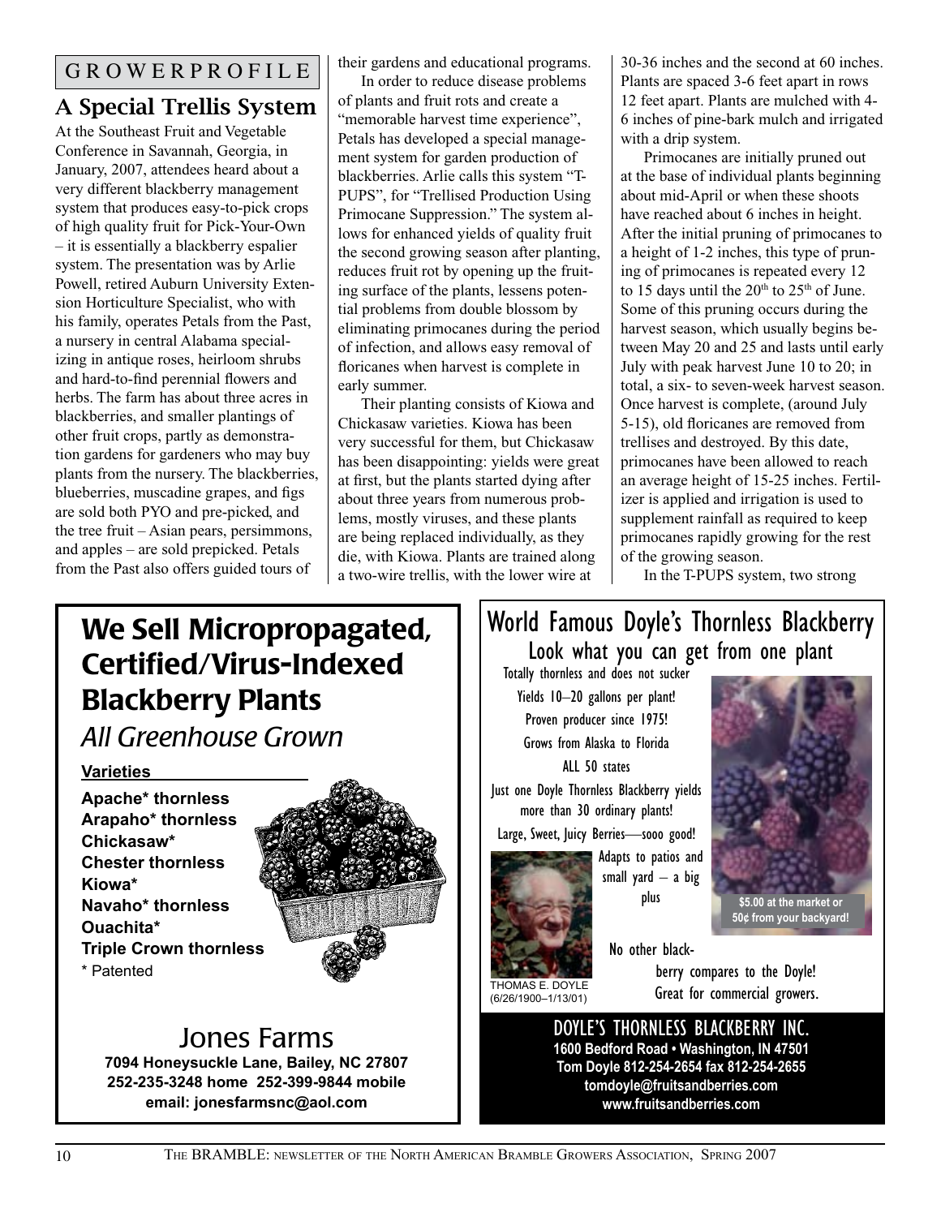GROWERPROFILE

## A Special Trellis System

At the Southeast Fruit and Vegetable Conference in Savannah, Georgia, in January, 2007, attendees heard about a very different blackberry management system that produces easy-to-pick crops of high quality fruit for Pick-Your-Own – it is essentially a blackberry espalier system. The presentation was by Arlie Powell, retired Auburn University Extension Horticulture Specialist, who with his family, operates Petals from the Past, a nursery in central Alabama specializing in antique roses, heirloom shrubs and hard-to-find perennial flowers and herbs. The farm has about three acres in blackberries, and smaller plantings of other fruit crops, partly as demonstration gardens for gardeners who may buy plants from the nursery. The blackberries, blueberries, muscadine grapes, and figs are sold both PYO and pre-picked, and the tree fruit – Asian pears, persimmons, and apples – are sold prepicked. Petals from the Past also offers guided tours of their gardens and educational programs.

In order to reduce disease problems of plants and fruit rots and create a "memorable harvest time experience", Petals has developed a special management system for garden production of blackberries. Arlie calls this system "T-PUPS", for "Trellised Production Using Primocane Suppression." The system allows for enhanced yields of quality fruit the second growing season after planting, reduces fruit rot by opening up the fruiting surface of the plants, lessens potential problems from double blossom by eliminating primocanes during the period of infection, and allows easy removal of floricanes when harvest is complete in early summer.

Their planting consists of Kiowa and Chickasaw varieties. Kiowa has been very successful for them, but Chickasaw has been disappointing: yields were great at first, but the plants started dying after about three years from numerous problems, mostly viruses, and these plants are being replaced individually, as they die, with Kiowa. Plants are trained along a two-wire trellis, with the lower wire at 30-36 inches and the second at 60 inches. Plants are spaced 3-6 feet apart in rows 12 feet apart. Plants are mulched with 4-6 inches of pine-bark mulch and irrigated with a drip system.

Primocanes are initially pruned out at the base of individual plants beginning about mid-April or when these shoots have reached about 6 inches in height. After the initial pruning of primocanes to a height of 1-2 inches, this type of pruning of primocanes is repeated every 12 to 15 days until the 20th to 25th of June. Some of this pruning occurs during the harvest season, which usually begins between May 20 and 25 and lasts until early July with peak harvest June 10 to 20; in total, a six- to seven-week harvest season. Once harvest is complete, (around July 5-15), old floricanes are removed from trellises and destroyed. By this date, primocanes have been allowed to reach an average height of 15-25 inches. Fertilizer is applied and irrigation is used to supplement rainfall as required to keep primocanes rapidly growing for the rest of the growing season.

In the T-PUPS system, two strong

---

# We Sell Micropropagated, Certified/Virus-Indexed Blackberry Plants

*All Greenhouse Grown*

**Varieties**

**Apache* thornless**
**Arapaho* thornless**
**Chickasaw***
**Chester thornless**
**Kiowa***
**Navaho* thornless**
**Ouachita***
**Triple Crown thornless**
* Patented

## Jones Farms

**7094 Honeysuckle Lane, Bailey, NC 27807**
**252-235-3248 home 252-399-9844 mobile**
**email: jonesfarmsnc@aol.com**

---

## World Famous Doyle's Thornless Blackberry

Look what you can get from one plant

Totally thornless and does not sucker
Yields 10–20 gallons per plant!
Proven producer since 1975!
Grows from Alaska to Florida
ALL 50 states
Just one Doyle Thornless Blackberry yields more than 30 ordinary plants!
Large, Sweet, Juicy Berries—sooo good!
Adapts to patios and small yard – a big plus

**$5.00 at the market or 50¢ from your backyard!**

THOMAS E. DOYLE (6/26/1900–1/13/01)

No other blackberry compares to the Doyle! Great for commercial growers.

**DOYLE'S THORNLESS BLACKBERRY INC.**
**1600 Bedford Road • Washington, IN 47501**
**Tom Doyle 812-254-2654 fax 812-254-2655**
**tomdoyle@fruitsandberries.com**
**www.fruitsandberries.com**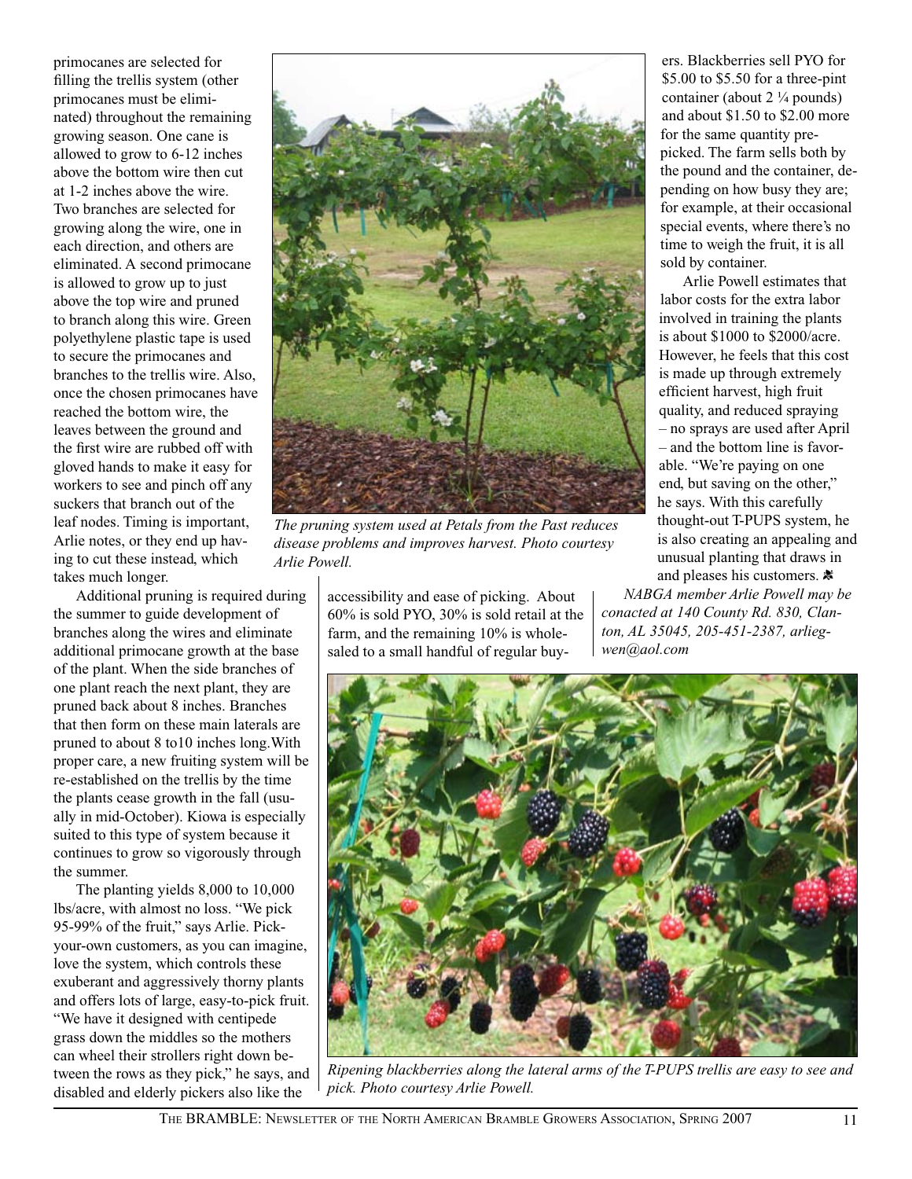primocanes are selected for filling the trellis system (other primocanes must be eliminated) throughout the remaining growing season. One cane is allowed to grow to 6-12 inches above the bottom wire then cut at 1-2 inches above the wire. Two branches are selected for growing along the wire, one in each direction, and others are eliminated. A second primocane is allowed to grow up to just above the top wire and pruned to branch along this wire. Green polyethylene plastic tape is used to secure the primocanes and branches to the trellis wire. Also, once the chosen primocanes have reached the bottom wire, the leaves between the ground and the first wire are rubbed off with gloved hands to make it easy for workers to see and pinch off any suckers that branch out of the leaf nodes. Timing is important, Arlie notes, or they end up having to cut these instead, which takes much longer.

Additional pruning is required during the summer to guide development of branches along the wires and eliminate additional primocane growth at the base of the plant. When the side branches of one plant reach the next plant, they are pruned back about 8 inches. Branches that then form on these main laterals are pruned to about 8 to10 inches long.With proper care, a new fruiting system will be re-established on the trellis by the time the plants cease growth in the fall (usually in mid-October). Kiowa is especially suited to this type of system because it continues to grow so vigorously through the summer.

The planting yields 8,000 to 10,000 lbs/acre, with almost no loss. "We pick 95-99% of the fruit," says Arlie. Pick-your-own customers, as you can imagine, love the system, which controls these exuberant and aggressively thorny plants and offers lots of large, easy-to-pick fruit. "We have it designed with centipede grass down the middles so the mothers can wheel their strollers right down between the rows as they pick," he says, and disabled and elderly pickers also like the accessibility and ease of picking. About 60% is sold PYO, 30% is sold retail at the farm, and the remaining 10% is wholesaled to a small handful of regular buyers. Blackberries sell PYO for $5.00 to $5.50 for a three-pint container (about 2 ¼ pounds) and about $1.50 to $2.00 more for the same quantity pre-picked. The farm sells both by the pound and the container, depending on how busy they are; for example, at their occasional special events, where there's no time to weigh the fruit, it is all sold by container.

*The pruning system used at Petals from the Past reduces disease problems and improves harvest. Photo courtesy Arlie Powell.*

Arlie Powell estimates that labor costs for the extra labor involved in training the plants is about $1000 to $2000/acre. However, he feels that this cost is made up through extremely efficient harvest, high fruit quality, and reduced spraying – no sprays are used after April – and the bottom line is favorable. "We're paying on one end, but saving on the other," he says. With this carefully thought-out T-PUPS system, he is also creating an appealing and unusual planting that draws in and pleases his customers.

*NABGA member Arlie Powell may be conacted at 140 County Rd. 830, Clanton, AL 35045, 205-451-2387, arliegwen@aol.com*

*Ripening blackberries along the lateral arms of the T-PUPS trellis are easy to see and pick. Photo courtesy Arlie Powell.*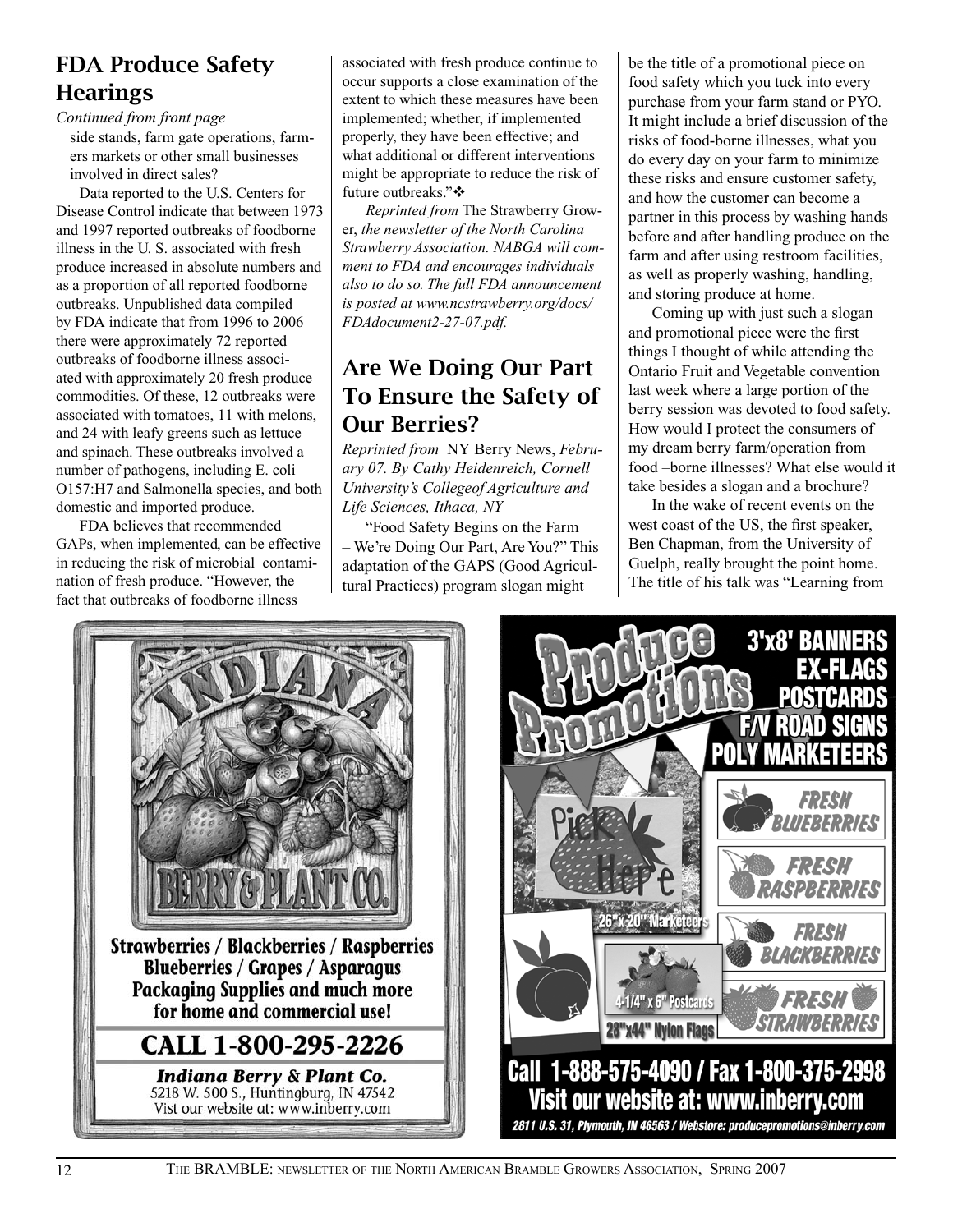## FDA Produce Safety Hearings

*Continued from front page*

side stands, farm gate operations, farmers markets or other small businesses involved in direct sales?

Data reported to the U.S. Centers for Disease Control indicate that between 1973 and 1997 reported outbreaks of foodborne illness in the U. S. associated with fresh produce increased in absolute numbers and as a proportion of all reported foodborne outbreaks. Unpublished data compiled by FDA indicate that from 1996 to 2006 there were approximately 72 reported outbreaks of foodborne illness associated with approximately 20 fresh produce commodities. Of these, 12 outbreaks were associated with tomatoes, 11 with melons, and 24 with leafy greens such as lettuce and spinach. These outbreaks involved a number of pathogens, including E. coli O157:H7 and Salmonella species, and both domestic and imported produce.

FDA believes that recommended GAPs, when implemented, can be effective in reducing the risk of microbial contamination of fresh produce. "However, the fact that outbreaks of foodborne illness associated with fresh produce continue to occur supports a close examination of the extent to which these measures have been implemented; whether, if implemented properly, they have been effective; and what additional or different interventions might be appropriate to reduce the risk of future outbreaks."❖

*Reprinted from* The Strawberry Grower, *the newsletter of the North Carolina Strawberry Association. NABGA will comment to FDA and encourages individuals also to do so. The full FDA announcement is posted at www.ncstrawberry.org/docs/FDAdocument2-27-07.pdf.*

## Are We Doing Our Part To Ensure the Safety of Our Berries?

*Reprinted from* NY Berry News, *February 07. By Cathy Heidenreich, Cornell University's Collegeof Agriculture and Life Sciences, Ithaca, NY*

"Food Safety Begins on the Farm – We're Doing Our Part, Are You?" This adaptation of the GAPS (Good Agricultural Practices) program slogan might be the title of a promotional piece on food safety which you tuck into every purchase from your farm stand or PYO. It might include a brief discussion of the risks of food-borne illnesses, what you do every day on your farm to minimize these risks and ensure customer safety, and how the customer can become a partner in this process by washing hands before and after handling produce on the farm and after using restroom facilities, as well as properly washing, handling, and storing produce at home.

Coming up with just such a slogan and promotional piece were the first things I thought of while attending the Ontario Fruit and Vegetable convention last week where a large portion of the berry session was devoted to food safety. How would I protect the consumers of my dream berry farm/operation from food –borne illnesses? What else would it take besides a slogan and a brochure?

In the wake of recent events on the west coast of the US, the first speaker, Ben Chapman, from the University of Guelph, really brought the point home. The title of his talk was "Learning from

**INDIANA BERRY & PLANT CO.**

**Strawberries / Blackberries / Raspberries**
**Blueberries / Grapes / Asparagus**
**Packaging Supplies and much more for home and commercial use!**

**CALL 1-800-295-2226**

***Indiana Berry & Plant Co.***
5218 W. 500 S., Huntingburg, IN 47542
Visit our website at: www.inberry.com

**Produce Promotions**

**3'x8' BANNERS**
**EX-FLAGS**
**POSTCARDS**
**F/V ROAD SIGNS**
**POLY MARKETEERS**

Pick Here

26"x20" Marketeers

4-1/4" x 6" Postcards

28"x44" Nylon Flags

FRESH BLUEBERRIES
FRESH RASPBERRIES
FRESH BLACKBERRIES
FRESH STRAWBERRIES

**Call 1-888-575-4090 / Fax 1-800-375-2998**
**Visit our website at: www.inberry.com**
*2811 U.S. 31, Plymouth, IN 46563 / Webstore: producepromotions@inberry.com*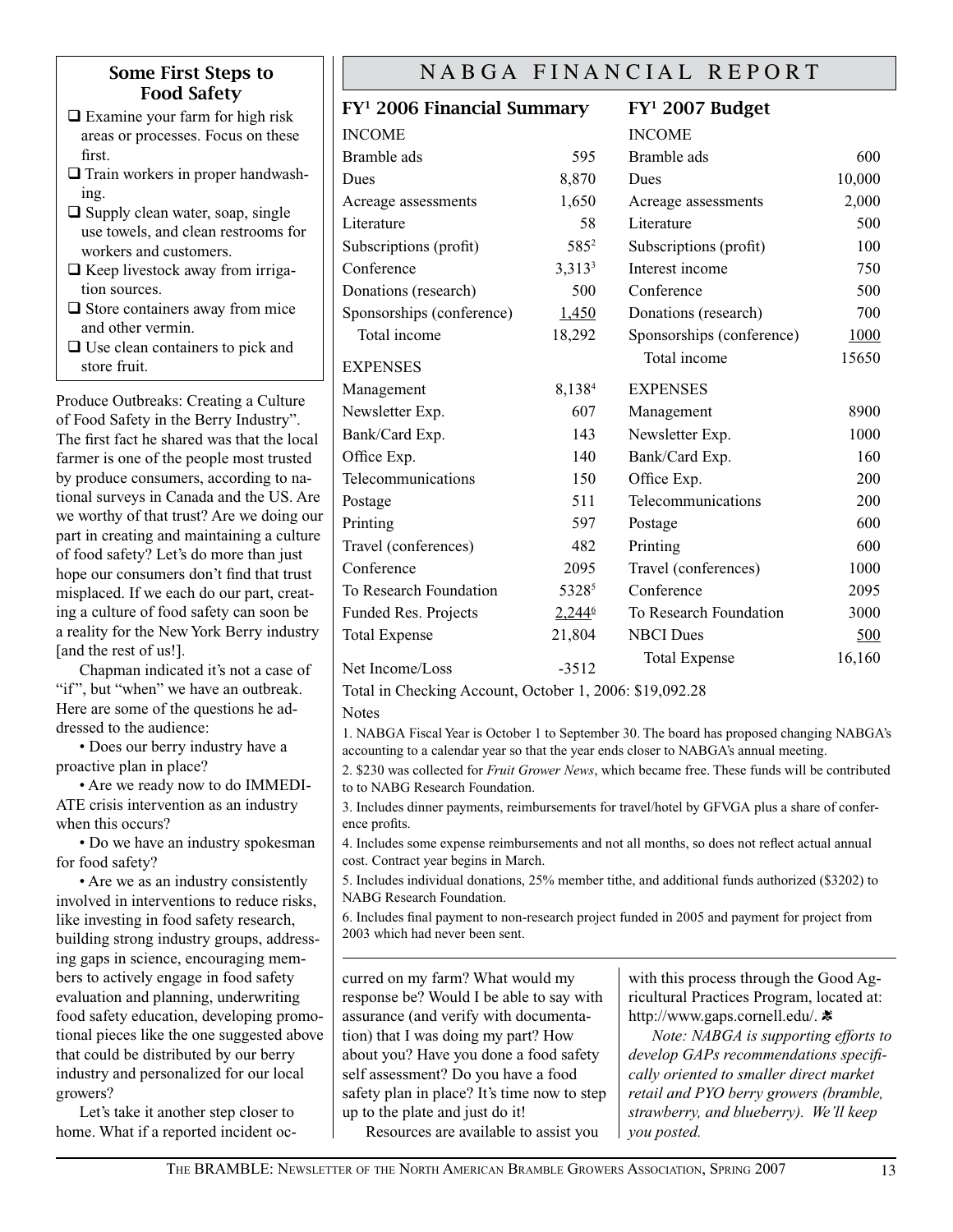### Some First Steps to Food Safety

- ❑ Examine your farm for high risk areas or processes. Focus on these first.
- ❑ Train workers in proper handwashing.
- ❑ Supply clean water, soap, single use towels, and clean restrooms for workers and customers.
- ❑ Keep livestock away from irrigation sources.
- ❑ Store containers away from mice and other vermin.
- ❑ Use clean containers to pick and store fruit.

Produce Outbreaks: Creating a Culture of Food Safety in the Berry Industry". The first fact he shared was that the local farmer is one of the people most trusted by produce consumers, according to national surveys in Canada and the US. Are we worthy of that trust? Are we doing our part in creating and maintaining a culture of food safety? Let's do more than just hope our consumers don't find that trust misplaced. If we each do our part, creating a culture of food safety can soon be a reality for the New York Berry industry [and the rest of us!].

Chapman indicated it's not a case of "if", but "when" we have an outbreak. Here are some of the questions he addressed to the audience:

- Does our berry industry have a proactive plan in place?
- Are we ready now to do IMMEDIATE crisis intervention as an industry when this occurs?
- Do we have an industry spokesman for food safety?
- Are we as an industry consistently involved in interventions to reduce risks, like investing in food safety research, building strong industry groups, addressing gaps in science, encouraging members to actively engage in food safety evaluation and planning, underwriting food safety education, developing promotional pieces like the one suggested above that could be distributed by our berry industry and personalized for our local growers?

Let's take it another step closer to home. What if a reported incident occurred on my farm? What would my response be? Would I be able to say with assurance (and verify with documentation) that I was doing my part? How about you? Have you done a food safety self assessment? Do you have a food safety plan in place? It's time now to step up to the plate and just do it!

Resources are available to assist you with this process through the Good Agricultural Practices Program, located at: http://www.gaps.cornell.edu/.

*Note: NABGA is supporting efforts to develop GAPs recommendations specifically oriented to smaller direct market retail and PYO berry growers (bramble, strawberry, and blueberry). We'll keep you posted.*

## NABGA FINANCIAL REPORT

### FY[1] 2006 Financial Summary

| INCOME | |
|---|---|
| Bramble ads | 595 |
| Dues | 8,870 |
| Acreage assessments | 1,650 |
| Literature | 58 |
| Subscriptions (profit) | 585[2] |
| Conference | 3,313[3] |
| Donations (research) | 500 |
| Sponsorships (conference) | 1,450 |
| Total income | 18,292 |
| **EXPENSES** | |
| Management | 8,138[4] |
| Newsletter Exp. | 607 |
| Bank/Card Exp. | 143 |
| Office Exp. | 140 |
| Telecommunications | 150 |
| Postage | 511 |
| Printing | 597 |
| Travel (conferences) | 482 |
| Conference | 2095 |
| To Research Foundation | 5328[5] |
| Funded Res. Projects | 2,244[6] |
| Total Expense | 21,804 |
| Net Income/Loss | -3512 |

### FY[1] 2007 Budget

| INCOME | |
|---|---|
| Bramble ads | 600 |
| Dues | 10,000 |
| Acreage assessments | 2,000 |
| Literature | 500 |
| Subscriptions (profit) | 100 |
| Interest income | 750 |
| Conference | 500 |
| Donations (research) | 700 |
| Sponsorships (conference) | 1000 |
| Total income | 15650 |
| **EXPENSES** | |
| Management | 8900 |
| Newsletter Exp. | 1000 |
| Bank/Card Exp. | 160 |
| Office Exp. | 200 |
| Telecommunications | 200 |
| Postage | 600 |
| Printing | 600 |
| Travel (conferences) | 1000 |
| Conference | 2095 |
| To Research Foundation | 3000 |
| NBCI Dues | 500 |
| Total Expense | 16,160 |

Total in Checking Account, October 1, 2006: $19,092.28

Notes

1. NABGA Fiscal Year is October 1 to September 30. The board has proposed changing NABGA's accounting to a calendar year so that the year ends closer to NABGA's annual meeting.
2. $230 was collected for *Fruit Grower News*, which became free. These funds will be contributed to to NABG Research Foundation.
3. Includes dinner payments, reimbursements for travel/hotel by GFVGA plus a share of conference profits.
4. Includes some expense reimbursements and not all months, so does not reflect actual annual cost. Contract year begins in March.
5. Includes individual donations, 25% member tithe, and additional funds authorized ($3202) to NABG Research Foundation.
6. Includes final payment to non-research project funded in 2005 and payment for project from 2003 which had never been sent.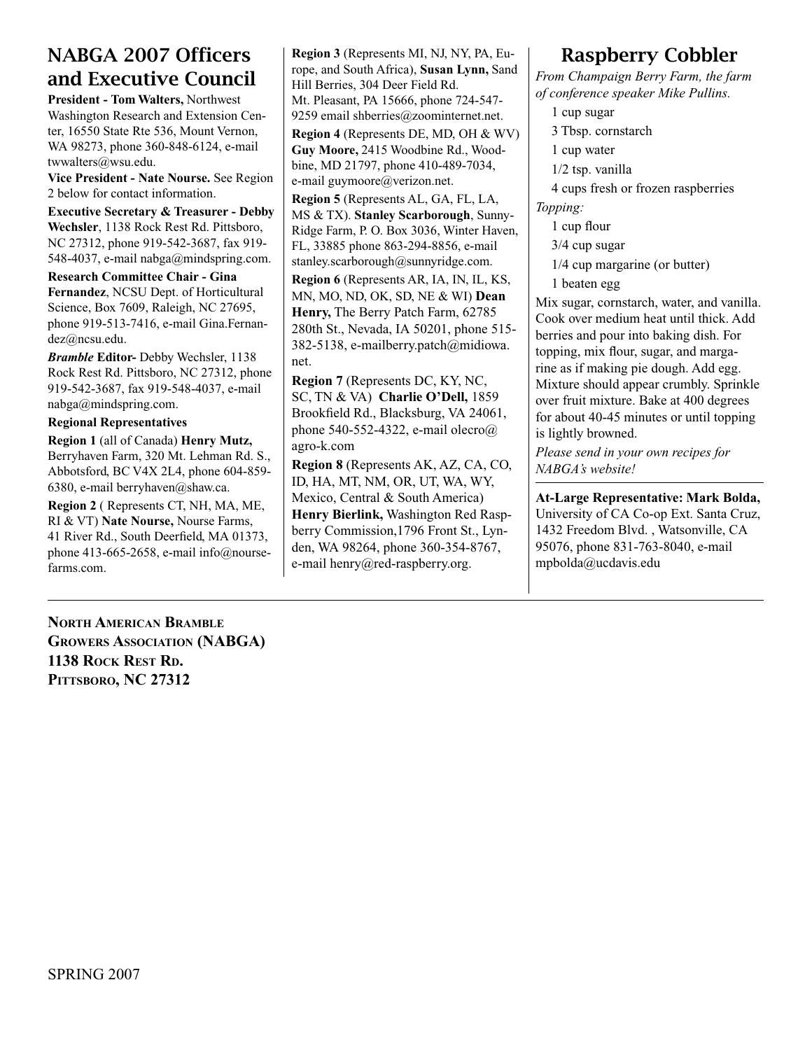## NABGA 2007 Officers and Executive Council

**President - Tom Walters,** Northwest Washington Research and Extension Center, 16550 State Rte 536, Mount Vernon, WA 98273, phone 360-848-6124, e-mail twwalters@wsu.edu.

**Vice President - Nate Nourse.** See Region 2 below for contact information.

**Executive Secretary & Treasurer - Debby Wechsler**, 1138 Rock Rest Rd. Pittsboro, NC 27312, phone 919-542-3687, fax 919-548-4037, e-mail nabga@mindspring.com.

**Research Committee Chair - Gina Fernandez**, NCSU Dept. of Horticultural Science, Box 7609, Raleigh, NC 27695, phone 919-513-7416, e-mail Gina.Fernandez@ncsu.edu.

***Bramble* Editor-** Debby Wechsler, 1138 Rock Rest Rd. Pittsboro, NC 27312, phone 919-542-3687, fax 919-548-4037, e-mail nabga@mindspring.com.

**Regional Representatives**

**Region 1** (all of Canada) **Henry Mutz,** Berryhaven Farm, 320 Mt. Lehman Rd. S., Abbotsford, BC V4X 2L4, phone 604-859-6380, e-mail berryhaven@shaw.ca.

**Region 2** ( Represents CT, NH, MA, ME, RI & VT) **Nate Nourse,** Nourse Farms, 41 River Rd., South Deerfield, MA 01373, phone 413-665-2658, e-mail info@noursefarms.com.

**Region 3** (Represents MI, NJ, NY, PA, Europe, and South Africa), **Susan Lynn,** Sand Hill Berries, 304 Deer Field Rd. Mt. Pleasant, PA 15666, phone 724-547-9259 email shberries@zoominternet.net.

**Region 4** (Represents DE, MD, OH & WV) **Guy Moore,** 2415 Woodbine Rd., Woodbine, MD 21797, phone 410-489-7034, e-mail guymoore@verizon.net.

**Region 5** (Represents AL, GA, FL, LA, MS & TX). **Stanley Scarborough**, Sunny-Ridge Farm, P. O. Box 3036, Winter Haven, FL, 33885 phone 863-294-8856, e-mail stanley.scarborough@sunnyridge.com.

**Region 6** (Represents AR, IA, IN, IL, KS, MN, MO, ND, OK, SD, NE & WI) **Dean Henry,** The Berry Patch Farm, 62785 280th St., Nevada, IA 50201, phone 515-382-5138, e-mailberry.patch@midiowa.net.

**Region 7** (Represents DC, KY, NC, SC, TN & VA) **Charlie O'Dell,** 1859 Brookfield Rd., Blacksburg, VA 24061, phone 540-552-4322, e-mail olecro@agro-k.com

**Region 8** (Represents AK, AZ, CA, CO, ID, HA, MT, NM, OR, UT, WA, WY, Mexico, Central & South America) **Henry Bierlink,** Washington Red Raspberry Commission,1796 Front St., Lynden, WA 98264, phone 360-354-8767, e-mail henry@red-raspberry.org.

## Raspberry Cobbler

*From Champaign Berry Farm, the farm of conference speaker Mike Pullins.*

- 1 cup sugar
- 3 Tbsp. cornstarch
- 1 cup water
- 1/2 tsp. vanilla
- 4 cups fresh or frozen raspberries

*Topping:*

- 1 cup flour
- 3/4 cup sugar
- 1/4 cup margarine (or butter)
- 1 beaten egg

Mix sugar, cornstarch, water, and vanilla. Cook over medium heat until thick. Add berries and pour into baking dish. For topping, mix flour, sugar, and margarine as if making pie dough. Add egg. Mixture should appear crumbly. Sprinkle over fruit mixture. Bake at 400 degrees for about 40-45 minutes or until topping is lightly browned.

*Please send in your own recipes for NABGA's website!*

**At-Large Representative: Mark Bolda,** University of CA Co-op Ext. Santa Cruz, 1432 Freedom Blvd. , Watsonville, CA 95076, phone 831-763-8040, e-mail mpbolda@ucdavis.edu

**North American Bramble Growers Association (NABGA)**
**1138 Rock Rest Rd.**
**Pittsboro, NC 27312**

SPRING 2007